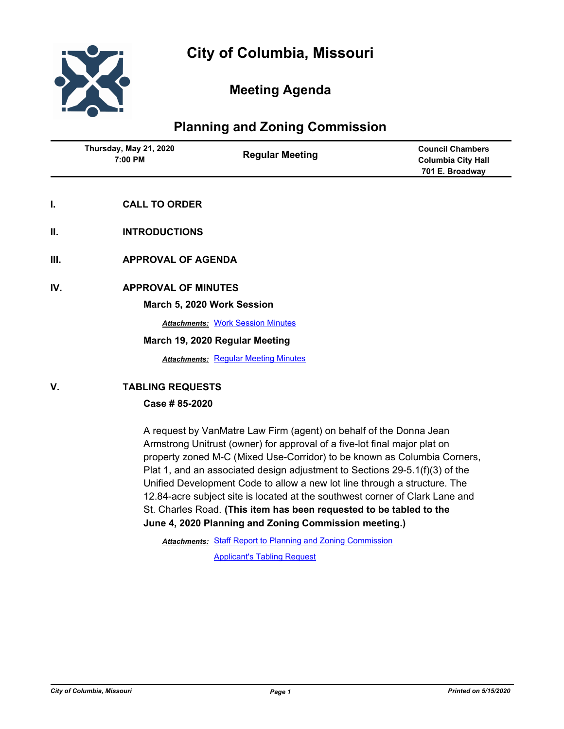# City of Columbia, Missouri

## Meeting Agenda

## Planning and Zoning Commission

| Thursday, May 21, 2020 7:00 PM | Regular Meeting | Council Chambers Columbia City Hall 701 E. Broadway |
|---|---|---|

**I. CALL TO ORDER**

**II. INTRODUCTIONS**

**III. APPROVAL OF AGENDA**

**IV. APPROVAL OF MINUTES**

**March 5, 2020 Work Session**

***Attachments:*** Work Session Minutes

**March 19, 2020 Regular Meeting**

***Attachments:*** Regular Meeting Minutes

**V. TABLING REQUESTS**

**Case # 85-2020**

A request by VanMatre Law Firm (agent) on behalf of the Donna Jean Armstrong Unitrust (owner) for approval of a five-lot final major plat on property zoned M-C (Mixed Use-Corridor) to be known as Columbia Corners, Plat 1, and an associated design adjustment to Sections 29-5.1(f)(3) of the Unified Development Code to allow a new lot line through a structure. The 12.84-acre subject site is located at the southwest corner of Clark Lane and St. Charles Road. **(This item has been requested to be tabled to the June 4, 2020 Planning and Zoning Commission meeting.)**

***Attachments:*** Staff Report to Planning and Zoning Commission
Applicant's Tabling Request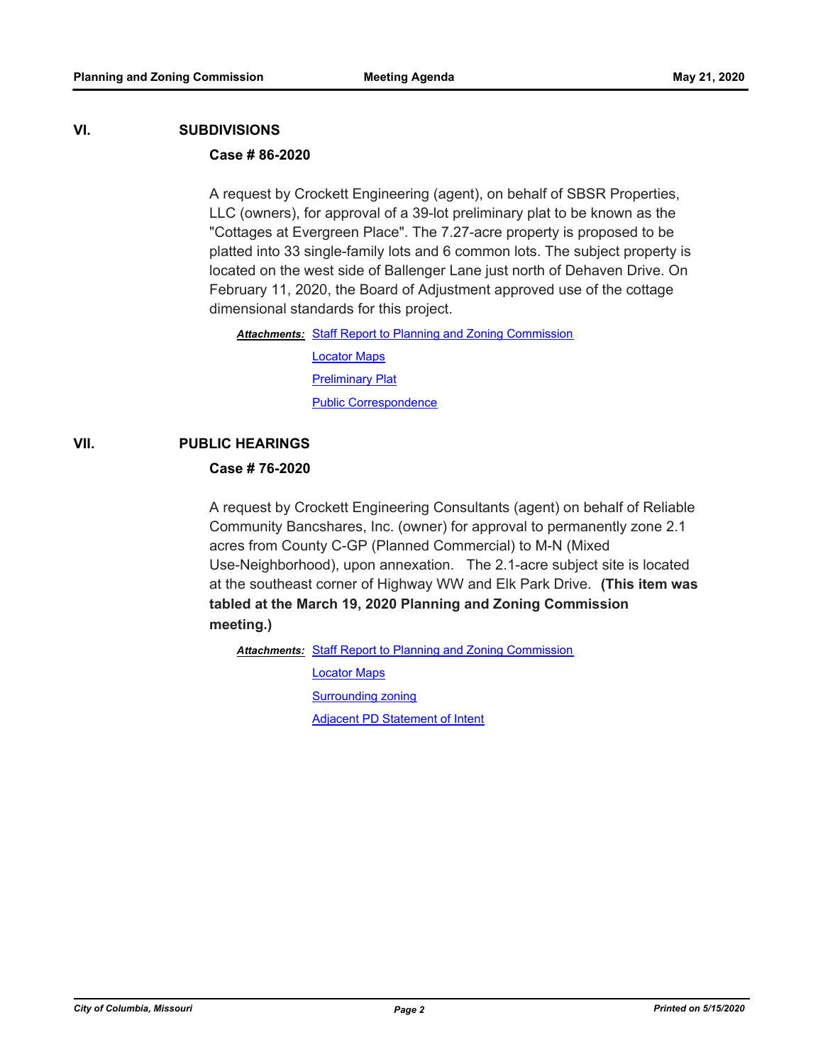## VI. SUBDIVISIONS

### Case # 86-2020

A request by Crockett Engineering (agent), on behalf of SBSR Properties, LLC (owners), for approval of a 39-lot preliminary plat to be known as the "Cottages at Evergreen Place". The 7.27-acre property is proposed to be platted into 33 single-family lots and 6 common lots. The subject property is located on the west side of Ballenger Lane just north of Dehaven Drive. On February 11, 2020, the Board of Adjustment approved use of the cottage dimensional standards for this project.

***Attachments:*** Staff Report to Planning and Zoning Commission
Locator Maps
Preliminary Plat
Public Correspondence

## VII. PUBLIC HEARINGS

### Case # 76-2020

A request by Crockett Engineering Consultants (agent) on behalf of Reliable Community Bancshares, Inc. (owner) for approval to permanently zone 2.1 acres from County C-GP (Planned Commercial) to M-N (Mixed Use-Neighborhood), upon annexation. The 2.1-acre subject site is located at the southeast corner of Highway WW and Elk Park Drive. **(This item was tabled at the March 19, 2020 Planning and Zoning Commission meeting.)**

***Attachments:*** Staff Report to Planning and Zoning Commission
Locator Maps
Surrounding zoning
Adjacent PD Statement of Intent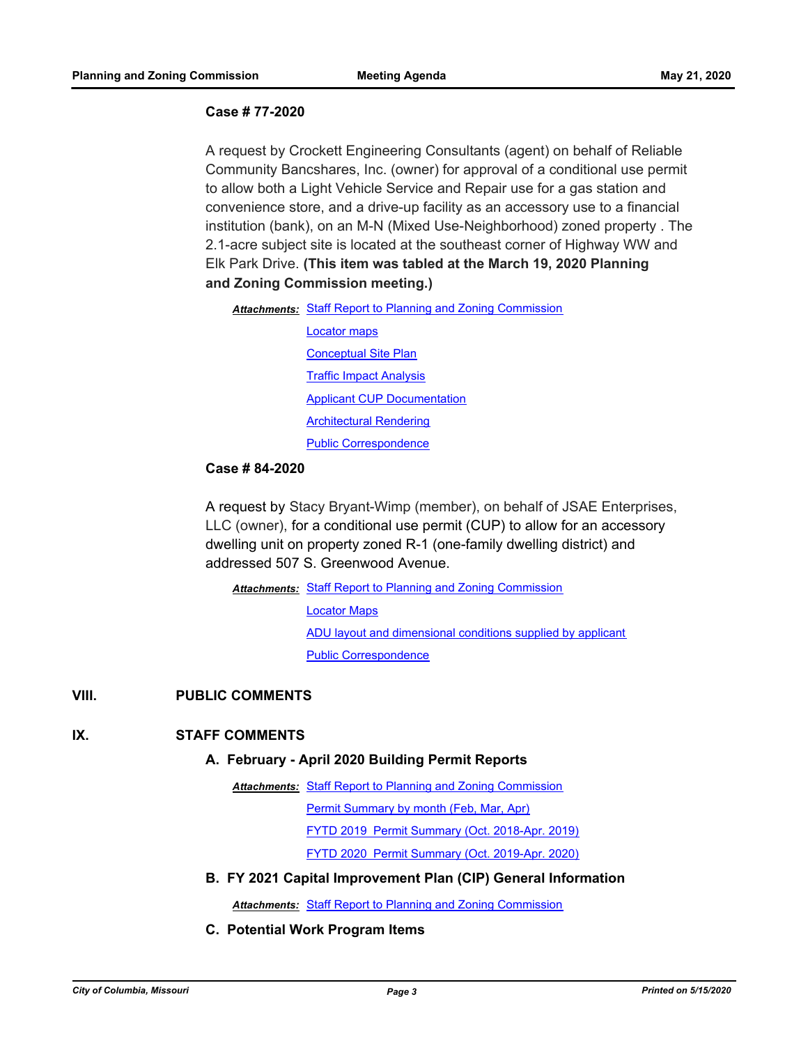### Case # 77-2020

A request by Crockett Engineering Consultants (agent) on behalf of Reliable Community Bancshares, Inc. (owner) for approval of a conditional use permit to allow both a Light Vehicle Service and Repair use for a gas station and convenience store, and a drive-up facility as an accessory use to a financial institution (bank), on an M-N (Mixed Use-Neighborhood) zoned property . The 2.1-acre subject site is located at the southeast corner of Highway WW and Elk Park Drive. **(This item was tabled at the March 19, 2020 Planning and Zoning Commission meeting.)**

***Attachments:*** Staff Report to Planning and Zoning Commission
Locator maps
Conceptual Site Plan
Traffic Impact Analysis
Applicant CUP Documentation
Architectural Rendering
Public Correspondence

### Case # 84-2020

A request by Stacy Bryant-Wimp (member), on behalf of JSAE Enterprises, LLC (owner), for a conditional use permit (CUP) to allow for an accessory dwelling unit on property zoned R-1 (one-family dwelling district) and addressed 507 S. Greenwood Avenue.

***Attachments:*** Staff Report to Planning and Zoning Commission
Locator Maps
ADU layout and dimensional conditions supplied by applicant
Public Correspondence

## VIII. PUBLIC COMMENTS

## IX. STAFF COMMENTS

### A. February - April 2020 Building Permit Reports

***Attachments:*** Staff Report to Planning and Zoning Commission
Permit Summary by month (Feb, Mar, Apr)
FYTD 2019 Permit Summary (Oct. 2018-Apr. 2019)
FYTD 2020 Permit Summary (Oct. 2019-Apr. 2020)

### B. FY 2021 Capital Improvement Plan (CIP) General Information

***Attachments:*** Staff Report to Planning and Zoning Commission

### C. Potential Work Program Items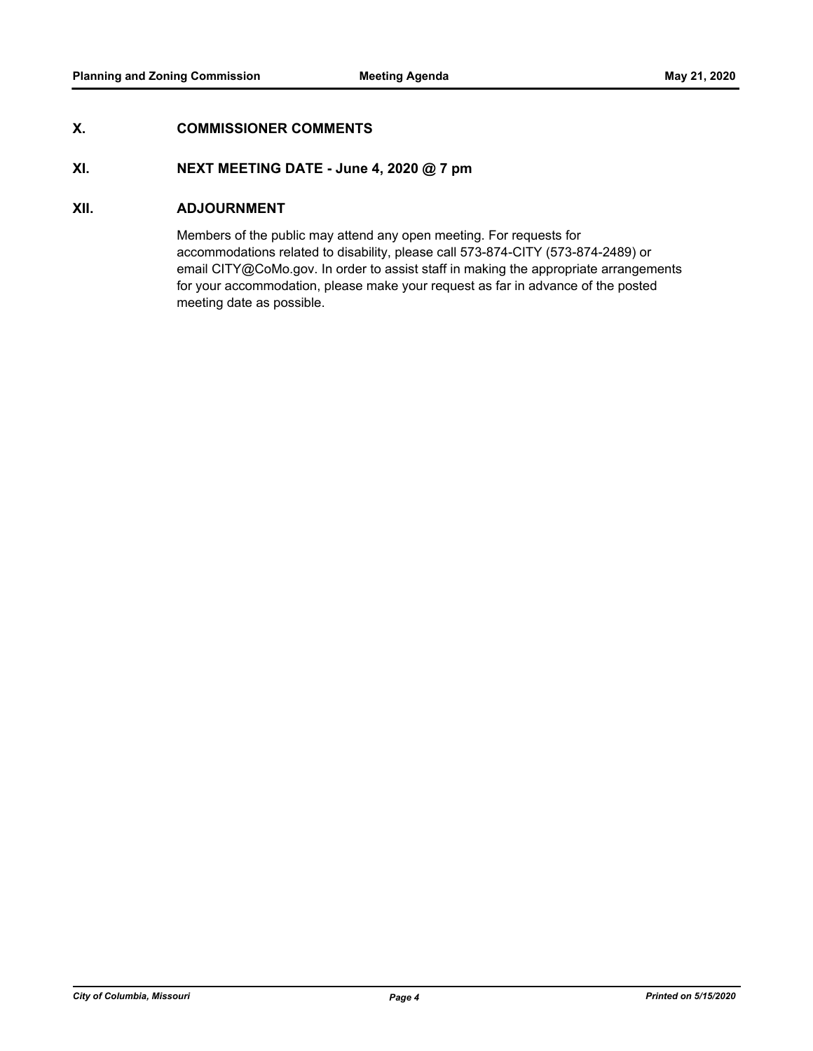## X. COMMISSIONER COMMENTS

## XI. NEXT MEETING DATE - June 4, 2020 @ 7 pm

## XII. ADJOURNMENT

Members of the public may attend any open meeting. For requests for accommodations related to disability, please call 573-874-CITY (573-874-2489) or email CITY@CoMo.gov. In order to assist staff in making the appropriate arrangements for your accommodation, please make your request as far in advance of the posted meeting date as possible.